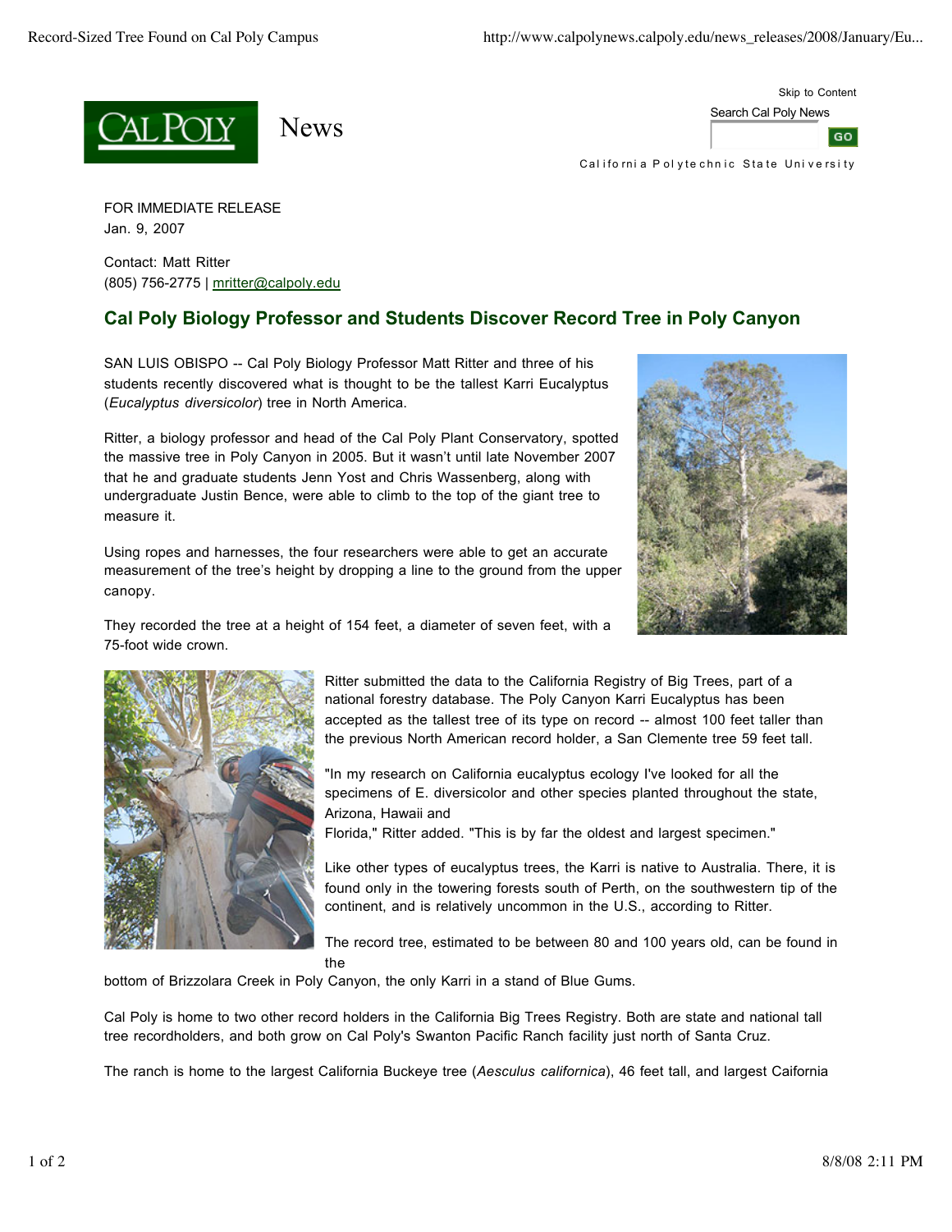FOR IMMEDIATE RELEASE
Jan. 9, 2007

Contact: Matt Ritter
(805) 756-2775 | mritter@calpoly.edu

## Cal Poly Biology Professor and Students Discover Record Tree in Poly Canyon

SAN LUIS OBISPO -- Cal Poly Biology Professor Matt Ritter and three of his students recently discovered what is thought to be the tallest Karri Eucalyptus (*Eucalyptus diversicolor*) tree in North America.

Ritter, a biology professor and head of the Cal Poly Plant Conservatory, spotted the massive tree in Poly Canyon in 2005. But it wasn't until late November 2007 that he and graduate students Jenn Yost and Chris Wassenberg, along with undergraduate Justin Bence, were able to climb to the top of the giant tree to measure it.

Using ropes and harnesses, the four researchers were able to get an accurate measurement of the tree's height by dropping a line to the ground from the upper canopy.

They recorded the tree at a height of 154 feet, a diameter of seven feet, with a 75-foot wide crown.

Ritter submitted the data to the California Registry of Big Trees, part of a national forestry database. The Poly Canyon Karri Eucalyptus has been accepted as the tallest tree of its type on record -- almost 100 feet taller than the previous North American record holder, a San Clemente tree 59 feet tall.

"In my research on California eucalyptus ecology I've looked for all the specimens of E. diversicolor and other species planted throughout the state, Arizona, Hawaii and Florida," Ritter added. "This is by far the oldest and largest specimen."

Like other types of eucalyptus trees, the Karri is native to Australia. There, it is found only in the towering forests south of Perth, on the southwestern tip of the continent, and is relatively uncommon in the U.S., according to Ritter.

The record tree, estimated to be between 80 and 100 years old, can be found in the bottom of Brizzolara Creek in Poly Canyon, the only Karri in a stand of Blue Gums.

Cal Poly is home to two other record holders in the California Big Trees Registry. Both are state and national tall tree recordholders, and both grow on Cal Poly's Swanton Pacific Ranch facility just north of Santa Cruz.

The ranch is home to the largest California Buckeye tree (*Aesculus californica*), 46 feet tall, and largest Califonia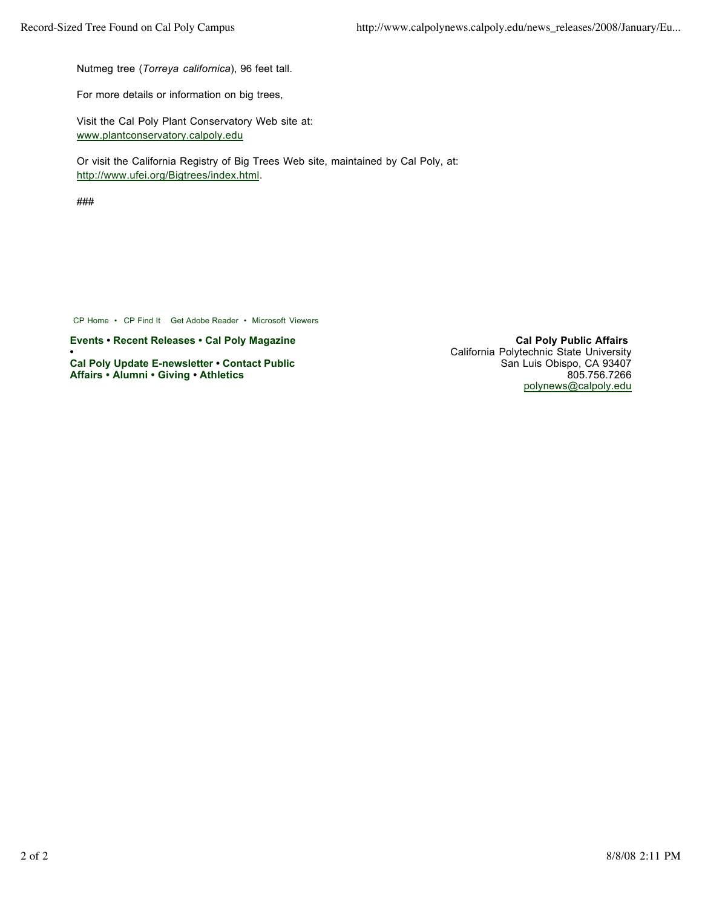Nutmeg tree (*Torreya californica*), 96 feet tall.

For more details or information on big trees,

Visit the Cal Poly Plant Conservatory Web site at:
www.plantconservatory.calpoly.edu

Or visit the California Registry of Big Trees Web site, maintained by Cal Poly, at:
http://www.ufei.org/Bigtrees/index.html.

###

CP Home • CP Find It Get Adobe Reader • Microsoft Viewers

**Events • Recent Releases • Cal Poly Magazine •
Cal Poly Update E-newsletter • Contact Public Affairs • Alumni • Giving • Athletics**

**Cal Poly Public Affairs**
California Polytechnic State University
San Luis Obispo, CA 93407
805.756.7266
polynews@calpoly.edu